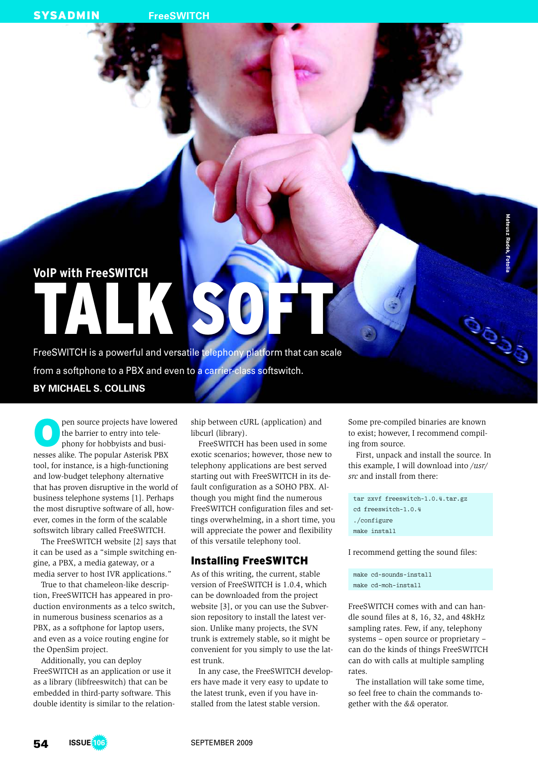VoIP with FreeSWITCH

# TALK SOFT

FreeSWITCH is a powerful and versatile telephony platform that can scale from a softphone to a PBX and even to a carrier-class softswitch.

**BY MICHAEL S. COLLINS**

Open source projects have lowered the barrier to entry into telephony for hobbyists and businesses alike. The popular Asterisk PBX tool, for instance, is a high-functioning and low-budget telephony alternative that has proven disruptive in the world of business telephone systems [1]. Perhaps the most disruptive software of all, however, comes in the form of the scalable softswitch library called FreeSWITCH.

The FreeSWITCH website [2] says that it can be used as a "simple switching engine, a PBX, a media gateway, or a media server to host IVR applications."

True to that chameleon-like description, FreeSWITCH has appeared in production environments as a telco switch, in numerous business scenarios as a PBX, as a softphone for laptop users, and even as a voice routing engine for the OpenSim project.

Additionally, you can deploy FreeSWITCH as an application or use it as a library (libfreeswitch) that can be embedded in third-party software. This double identity is similar to the relationship between cURL (application) and libcurl (library).

FreeSWITCH has been used in some exotic scenarios; however, those new to telephony applications are best served starting out with FreeSWITCH in its default configuration as a SOHO PBX. Although you might find the numerous FreeSWITCH configuration files and settings overwhelming, in a short time, you will appreciate the power and flexibility of this versatile telephony tool.

## Installing FreeSWITCH

As of this writing, the current, stable version of FreeSWITCH is 1.0.4, which can be downloaded from the project website [3], or you can use the Subversion repository to install the latest version. Unlike many projects, the SVN trunk is extremely stable, so it might be convenient for you simply to use the latest trunk.

In any case, the FreeSWITCH developers have made it very easy to update to the latest trunk, even if you have installed from the latest stable version. Some pre-compiled binaries are known to exist; however, I recommend compiling from source.

First, unpack and install the source. In this example, I will download into */usr/src* and install from there:

```
tar zxvf freeswitch-1.0.4.tar.gz
cd freeswitch-1.0.4
./configure
make install
```

I recommend getting the sound files:

```
make cd-sounds-install
make cd-moh-install
```

FreeSWITCH comes with and can handle sound files at 8, 16, 32, and 48kHz sampling rates. Few, if any, telephony systems – open source or proprietary – can do the kinds of things FreeSWITCH can do with calls at multiple sampling rates.

The installation will take some time, so feel free to chain the commands together with the && operator.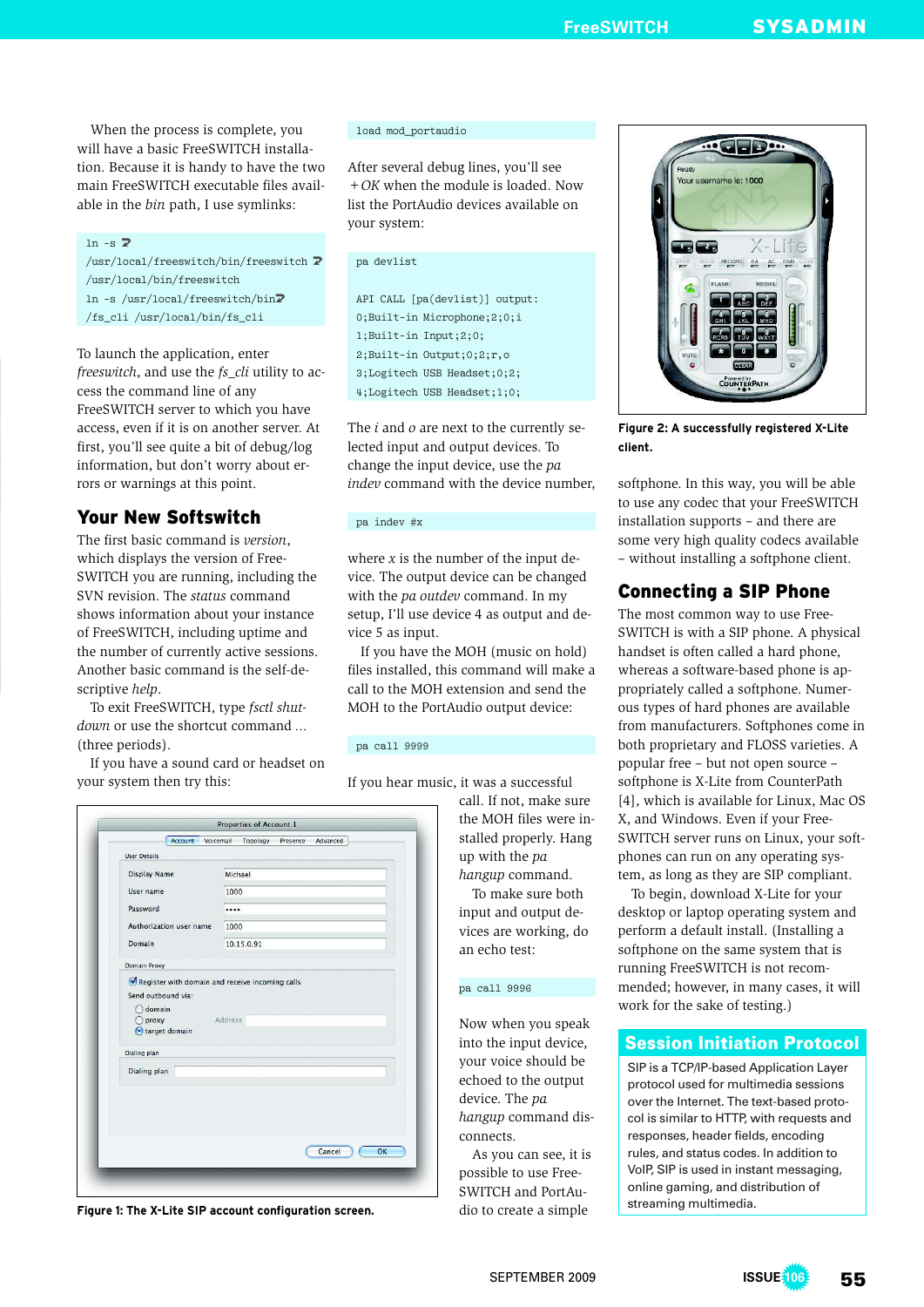When the process is complete, you will have a basic FreeSWITCH installation. Because it is handy to have the two main FreeSWITCH executable files available in the *bin* path, I use symlinks:

```
ln -s /usr/local/freeswitch/bin/freeswitch /usr/local/bin/freeswitch
ln -s /usr/local/freeswitch/bin/fs_cli /usr/local/bin/fs_cli
```

To launch the application, enter *freeswitch*, and use the *fs_cli* utility to access the command line of any FreeSWITCH server to which you have access, even if it is on another server. At first, you'll see quite a bit of debug/log information, but don't worry about errors or warnings at this point.

## Your New Softswitch

The first basic command is *version*, which displays the version of FreeSWITCH you are running, including the SVN revision. The *status* command shows information about your instance of FreeSWITCH, including uptime and the number of currently active sessions. Another basic command is the self-descriptive *help*.

To exit FreeSWITCH, type *fsctl shutdown* or use the shortcut command *...* (three periods).

If you have a sound card or headset on your system then try this:

```
load mod_portaudio
```

After several debug lines, you'll see *+OK* when the module is loaded. Now list the PortAudio devices available on your system:

```
pa devlist

API CALL [pa(devlist)] output:
0;Built-in Microphone;2;0;i
1;Built-in Input;2;0;
2;Built-in Output;0;2;r,o
3;Logitech USB Headset;0;2;
4;Logitech USB Headset;1;0;
```

The *i* and *o* are next to the currently selected input and output devices. To change the input device, use the *pa indev* command with the device number,

```
pa indev #x
```

where *x* is the number of the input device. The output device can be changed with the *pa outdev* command. In my setup, I'll use device 4 as output and device 5 as input.

If you have the MOH (music on hold) files installed, this command will make a call to the MOH extension and send the MOH to the PortAudio output device:

```
pa call 9999
```

If you hear music, it was a successful call. If not, make sure the MOH files were installed properly. Hang up with the *pa hangup* command.

To make sure both input and output devices are working, do an echo test:

```
pa call 9996
```

Now when you speak into the input device, your voice should be echoed to the output device. The *pa hangup* command disconnects.

As you can see, it is possible to use FreeSWITCH and PortAudio to create a simple softphone. In this way, you will be able to use any codec that your FreeSWITCH installation supports – and there are some very high quality codecs available – without installing a softphone client.

Figure 1: The X-Lite SIP account configuration screen.

Figure 2: A successfully registered X-Lite client.

## Connecting a SIP Phone

The most common way to use FreeSWITCH is with a SIP phone. A physical handset is often called a hard phone, whereas a software-based phone is appropriately called a softphone. Numerous types of hard phones are available from manufacturers. Softphones come in both proprietary and FLOSS varieties. A popular free – but not open source – softphone is X-Lite from CounterPath [4], which is available for Linux, Mac OS X, and Windows. Even if your FreeSWITCH server runs on Linux, your softphones can run on any operating system, as long as they are SIP compliant.

To begin, download X-Lite for your desktop or laptop operating system and perform a default install. (Installing a softphone on the same system that is running FreeSWITCH is not recommended; however, in many cases, it will work for the sake of testing.)

### Session Initiation Protocol

SIP is a TCP/IP-based Application Layer protocol used for multimedia sessions over the Internet. The text-based protocol is similar to HTTP, with requests and responses, header fields, encoding rules, and status codes. In addition to VoIP, SIP is used in instant messaging, online gaming, and distribution of streaming multimedia.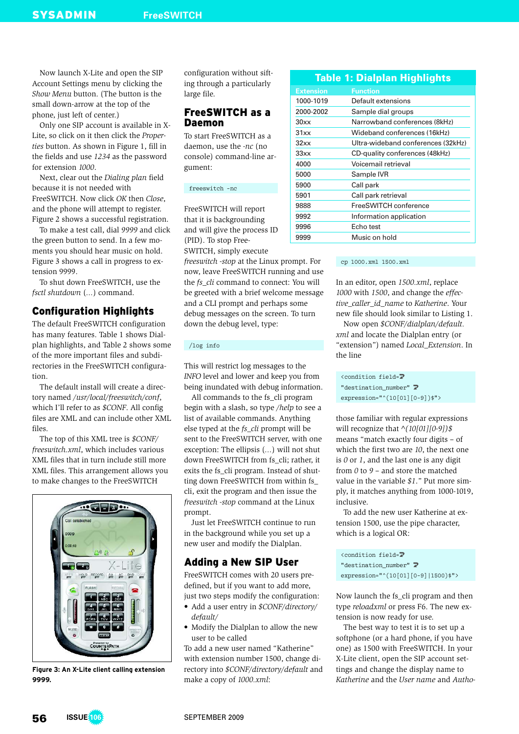Now launch X-Lite and open the SIP Account Settings menu by clicking the *Show Menu* button. (The button is the small down-arrow at the top of the phone, just left of center.)

Only one SIP account is available in X-Lite, so click on it then click the *Properties* button. As shown in Figure 1, fill in the fields and use *1234* as the password for extension *1000*.

Next, clear out the *Dialing plan* field because it is not needed with FreeSWITCH. Now click *OK* then *Close*, and the phone will attempt to register. Figure 2 shows a successful registration.

To make a test call, dial *9999* and click the green button to send. In a few moments you should hear music on hold. Figure 3 shows a call in progress to extension 9999.

To shut down FreeSWITCH, use the *fsctl shutdown* (*...*) command.

## Configuration Highlights

The default FreeSWITCH configuration has many features. Table 1 shows Dialplan highlights, and Table 2 shows some of the more important files and subdirectories in the FreeSWITCH configuration.

The default install will create a directory named */usr/local/freeswitch/conf*, which I'll refer to as *$CONF*. All config files are XML and can include other XML files.

The top of this XML tree is *$CONF/freeswitch.xml*, which includes various XML files that in turn include still more XML files. This arrangement allows you to make changes to the FreeSWITCH configuration without sifting through a particularly large file.

**Figure 3: An X-Lite client calling extension 9999.**

## FreeSWITCH as a Daemon

To start FreeSWITCH as a daemon, use the *-nc* (no console) command-line argument:

```
freeswitch -nc
```

FreeSWITCH will report that it is backgrounding and will give the process ID (PID). To stop FreeSWITCH, simply execute *freeswitch -stop* at the Linux prompt. For now, leave FreeSWITCH running and use the *fs_cli* command to connect: You will be greeted with a brief welcome message and a CLI prompt and perhaps some debug messages on the screen. To turn down the debug level, type:

```
/log info
```

This will restrict log messages to the *INFO* level and lower and keep you from being inundated with debug information.

All commands to the fs_cli program begin with a slash, so type */help* to see a list of available commands. Anything else typed at the *fs_cli* prompt will be sent to the FreeSWITCH server, with one exception: The ellipsis (*...*) will not shut down FreeSWITCH from fs_cli; rather, it exits the fs_cli program. Instead of shutting down FreeSWITCH from within fs_cli, exit the program and then issue the *freeswitch -stop* command at the Linux prompt.

Just let FreeSWITCH continue to run in the background while you set up a new user and modify the Dialplan.

## Adding a New SIP User

FreeSWITCH comes with 20 users predefined, but if you want to add more, just two steps modify the configuration:

- Add a user entry in *$CONF/directory/default/*
- Modify the Dialplan to allow the new user to be called

To add a new user named "Katherine" with extension number 1500, change directory into *$CONF/directory/default* and make a copy of *1000.xml*:

**Table 1: Dialplan Highlights**

| Extension | Function |
|---|---|
| 1000-1019 | Default extensions |
| 2000-2002 | Sample dial groups |
| 30xx | Narrowband conferences (8kHz) |
| 31xx | Wideband conferences (16kHz) |
| 32xx | Ultra-wideband conferences (32kHz) |
| 33xx | CD-quality conferences (48kHz) |
| 4000 | Voicemail retrieval |
| 5000 | Sample IVR |
| 5900 | Call park |
| 5901 | Call park retrieval |
| 9888 | FreeSWITCH conference |
| 9992 | Information application |
| 9996 | Echo test |
| 9999 | Music on hold |

```
cp 1000.xml 1500.xml
```

In an editor, open *1500.xml*, replace *1000* with *1500*, and change the *effective_caller_id_name* to *Katherine*. Your new file should look similar to Listing 1.

Now open *$CONF/dialplan/default.xml* and locate the Dialplan entry (or "extension") named *Local_Extension*. In the line

```
<condition field=
"destination_number"
expression="^(10[01][0-9])$">
```

those familiar with regular expressions will recognize that *^(10[01][0-9])$* means "match exactly four digits – of which the first two are *10*, the next one is *0* or *1*, and the last one is any digit from *0* to *9* – and store the matched value in the variable *$1*." Put more simply, it matches anything from 1000-1019, inclusive.

To add the new user Katherine at extension 1500, use the pipe character, which is a logical OR:

```
<condition field=
"destination_number"
expression="^(10[01][0-9]|1500)$">
```

Now launch the fs_cli program and then type *reloadxml* or press F6. The new extension is now ready for use.

The best way to test it is to set up a softphone (or a hard phone, if you have one) as 1500 with FreeSWITCH. In your X-Lite client, open the SIP account settings and change the display name to *Katherine* and the *User name* and *Autho-*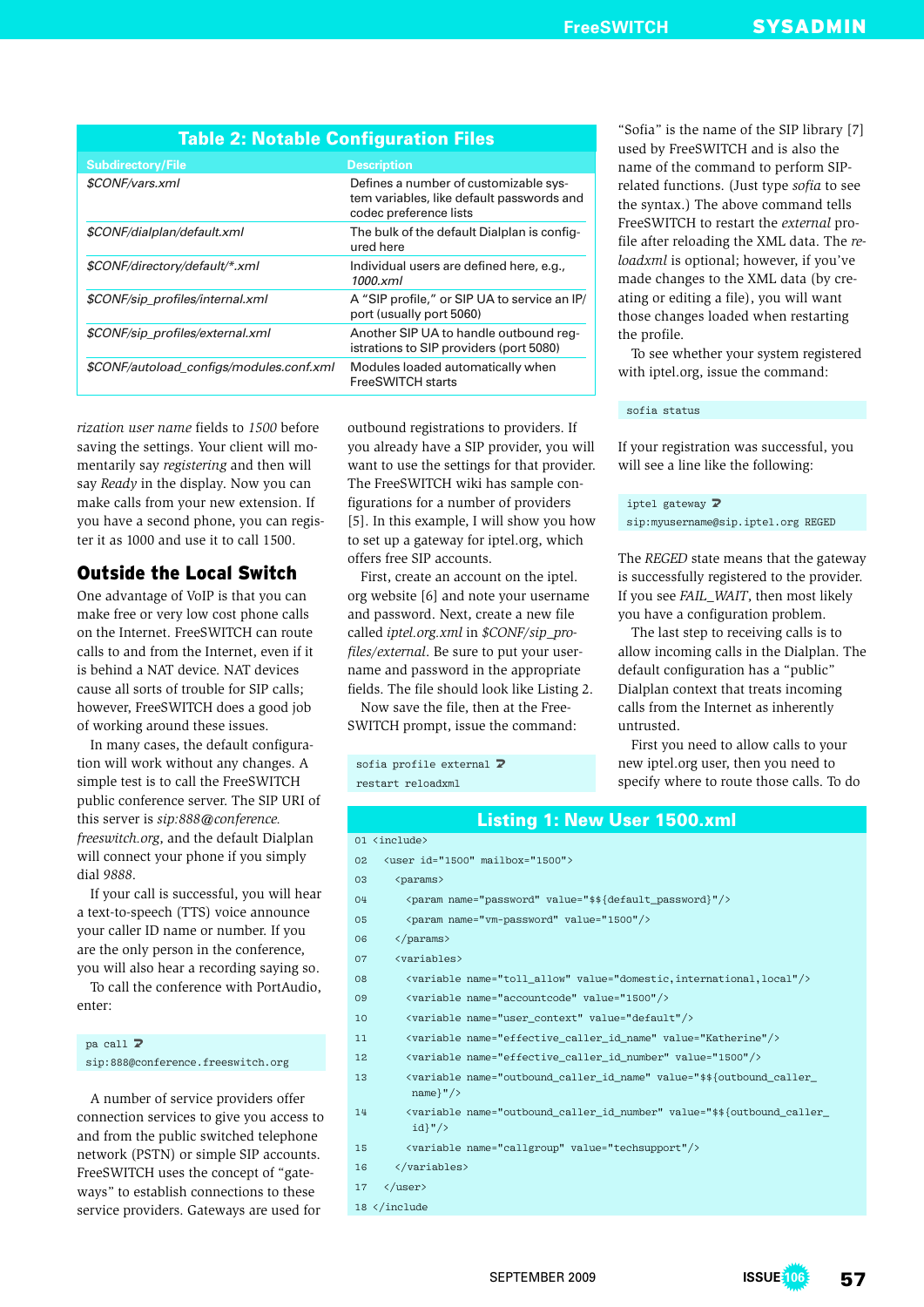**Table 2: Notable Configuration Files**

| Subdirectory/File | Description |
|---|---|
| *$CONF/vars.xml* | Defines a number of customizable system variables, like default passwords and codec preference lists |
| *$CONF/dialplan/default.xml* | The bulk of the default Dialplan is configured here |
| *$CONF/directory/default/*.xml* | Individual users are defined here, e.g., *1000.xml* |
| *$CONF/sip_profiles/internal.xml* | A "SIP profile," or SIP UA to service an IP/port (usually port 5060) |
| *$CONF/sip_profiles/external.xml* | Another SIP UA to handle outbound registrations to SIP providers (port 5080) |
| *$CONF/autoload_configs/modules.conf.xml* | Modules loaded automatically when FreeSWITCH starts |

*rization user name* fields to *1500* before saving the settings. Your client will momentarily say *registering* and then will say *Ready* in the display. Now you can make calls from your new extension. If you have a second phone, you can register it as 1000 and use it to call 1500.

## Outside the Local Switch

One advantage of VoIP is that you can make free or very low cost phone calls on the Internet. FreeSWITCH can route calls to and from the Internet, even if it is behind a NAT device. NAT devices cause all sorts of trouble for SIP calls; however, FreeSWITCH does a good job of working around these issues.

In many cases, the default configuration will work without any changes. A simple test is to call the FreeSWITCH public conference server. The SIP URI of this server is *sip:888@conference.freeswitch.org*, and the default Dialplan will connect your phone if you simply dial *9888*.

If your call is successful, you will hear a text-to-speech (TTS) voice announce your caller ID name or number. If you are the only person in the conference, you will also hear a recording saying so.

To call the conference with PortAudio, enter:

```
pa call sip:888@conference.freeswitch.org
```

A number of service providers offer connection services to give you access to and from the public switched telephone network (PSTN) or simple SIP accounts. FreeSWITCH uses the concept of "gateways" to establish connections to these service providers. Gateways are used for outbound registrations to providers. If you already have a SIP provider, you will want to use the settings for that provider. The FreeSWITCH wiki has sample configurations for a number of providers [5]. In this example, I will show you how to set up a gateway for iptel.org, which offers free SIP accounts.

First, create an account on the iptel.org website [6] and note your username and password. Next, create a new file called *iptel.org.xml* in *$CONF/sip_profiles/external*. Be sure to put your username and password in the appropriate fields. The file should look like Listing 2.

Now save the file, then at the FreeSWITCH prompt, issue the command:

```
sofia profile external restart reloadxml
```

**Listing 1: New User 1500.xml**

```
01 <include>
02   <user id="1500" mailbox="1500">
03     <params>
04       <param name="password" value="$${default_password}"/>
05       <param name="vm-password" value="1500"/>
06     </params>
07     <variables>
08       <variable name="toll_allow" value="domestic,international,local"/>
09       <variable name="accountcode" value="1500"/>
10       <variable name="user_context" value="default"/>
11       <variable name="effective_caller_id_name" value="Katherine"/>
12       <variable name="effective_caller_id_number" value="1500"/>
13       <variable name="outbound_caller_id_name" value="$${outbound_caller_
          name}"/>
14       <variable name="outbound_caller_id_number" value="$${outbound_caller_
          id}"/>
15       <variable name="callgroup" value="techsupport"/>
16     </variables>
17   </user>
18 </include
```

"Sofia" is the name of the SIP library [7] used by FreeSWITCH and is also the name of the command to perform SIP-related functions. (Just type *sofia* to see the syntax.) The above command tells FreeSWITCH to restart the *external* profile after reloading the XML data. The *reloadxml* is optional; however, if you've made changes to the XML data (by creating or editing a file), you will want those changes loaded when restarting the profile.

To see whether your system registered with iptel.org, issue the command:

```
sofia status
```

If your registration was successful, you will see a line like the following:

```
iptel gateway sip:myusername@sip.iptel.org REGED
```

The *REGED* state means that the gateway is successfully registered to the provider. If you see *FAIL_WAIT*, then most likely you have a configuration problem.

The last step to receiving calls is to allow incoming calls in the Dialplan. The default configuration has a "public" Dialplan context that treats incoming calls from the Internet as inherently untrusted.

First you need to allow calls to your new iptel.org user, then you need to specify where to route those calls. To do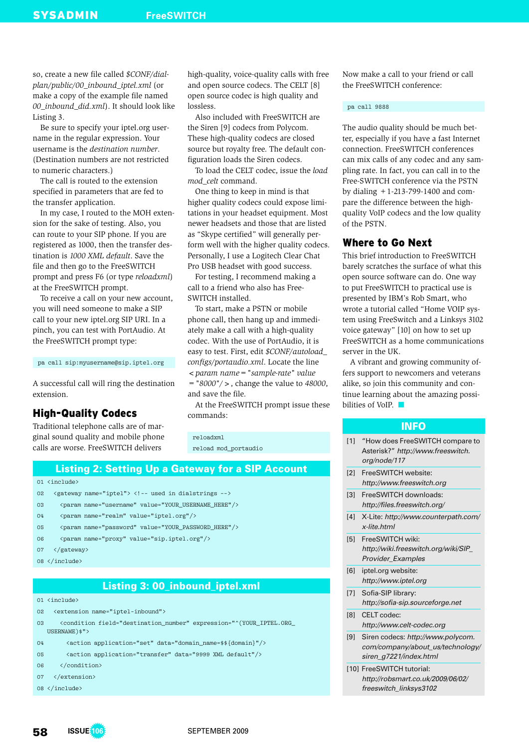so, create a new file called *$CONF/dialplan/public/00_inbound_iptel.xml* (or make a copy of the example file named *00_inbound_did.xml*). It should look like Listing 3.

Be sure to specify your iptel.org username in the regular expression. Your username is the *destination number*. (Destination numbers are not restricted to numeric characters.)

The call is routed to the extension specified in parameters that are fed to the transfer application.

In my case, I routed to the MOH extension for the sake of testing. Also, you can route to your SIP phone. If you are registered as 1000, then the transfer destination is *1000 XML default*. Save the file and then go to the FreeSWITCH prompt and press F6 (or type *reloadxml*) at the FreeSWITCH prompt.

To receive a call on your new account, you will need someone to make a SIP call to your new iptel.org SIP URI. In a pinch, you can test with PortAudio. At the FreeSWITCH prompt type:

```
pa call sip:myusername@sip.iptel.org
```

A successful call will ring the destination extension.

## High-Quality Codecs

Traditional telephone calls are of marginal sound quality and mobile phone calls are worse. FreeSWITCH delivers high-quality, voice-quality calls with free and open source codecs. The CELT [8] open source codec is high quality and lossless.

Also included with FreeSWITCH are the Siren [9] codecs from Polycom. These high-quality codecs are closed source but royalty free. The default configuration loads the Siren codecs.

To load the CELT codec, issue the *load mod_celt* command.

One thing to keep in mind is that higher quality codecs could expose limitations in your headset equipment. Most newer headsets and those that are listed as "Skype certified" will generally perform well with the higher quality codecs. Personally, I use a Logitech Clear Chat Pro USB headset with good success.

For testing, I recommend making a call to a friend who also has FreeSWITCH installed.

To start, make a PSTN or mobile phone call, then hang up and immediately make a call with a high-quality codec. With the use of PortAudio, it is easy to test. First, edit *$CONF/autoload_configs/portaudio.xml*. Locate the line *<param name="sample-rate" value="8000"/>*, change the value to *48000*, and save the file.

At the FreeSWITCH prompt issue these commands:

```
reloadxml
reload mod_portaudio
```

Now make a call to your friend or call the FreeSWITCH conference:

```
pa call 9888
```

The audio quality should be much better, especially if you have a fast Internet connection. FreeSWITCH conferences can mix calls of any codec and any sampling rate. In fact, you can call in to the Free-SWITCH conference via the PSTN by dialing +1-213-799-1400 and compare the difference between the high-quality VoIP codecs and the low quality of the PSTN.

## Where to Go Next

This brief introduction to FreeSWITCH barely scratches the surface of what this open source software can do. One way to put FreeSWITCH to practical use is presented by IBM's Rob Smart, who wrote a tutorial called "Home VOIP system using FreeSwitch and a Linksys 3102 voice gateway" [10] on how to set up FreeSWITCH as a home communications server in the UK.

A vibrant and growing community offers support to newcomers and veterans alike, so join this community and continue learning about the amazing possibilities of VoIP. ■

### Listing 2: Setting Up a Gateway for a SIP Account

```
01 <include>
02   <gateway name="iptel"> <!-- used in dialstrings -->
03     <param name="username" value="YOUR_USERNAME_HERE"/>
04     <param name="realm" value="iptel.org"/>
05     <param name="password" value="YOUR_PASSWORD_HERE"/>
06     <param name="proxy" value="sip.iptel.org"/>
07   </gateway>
08 </include>
```

### Listing 3: 00_inbound_iptel.xml

```
01 <include>
02   <extension name="iptel-inbound">
03     <condition field="destination_number" expression="^(YOUR_IPTEL.ORG_
   USERNAME)$">
04       <action application="set" data="domain_name=$${domain}"/>
05       <action application="transfer" data="9999 XML default"/>
06     </condition>
07   </extension>
08 </include>
```

### INFO

[1] "How does FreeSWITCH compare to Asterisk?" *http://www.freeswitch.org/node/117*

[2] FreeSWITCH website: *http://www.freeswitch.org*

[3] FreeSWITCH downloads: *http://files.freeswitch.org/*

[4] X-Lite: *http://www.counterpath.com/x-lite.html*

[5] FreeSWITCH wiki: *http://wiki.freeswitch.org/wiki/SIP_Provider_Examples*

[6] iptel.org website: *http://www.iptel.org*

[7] Sofia-SIP library: *http://sofia-sip.sourceforge.net*

[8] CELT codec: *http://www.celt-codec.org*

[9] Siren codecs: *http://www.polycom.com/company/about_us/technology/siren_g7221/index.html*

[10] FreeSWITCH tutorial: *http://robsmart.co.uk/2009/06/02/freeswitch_linksys3102*